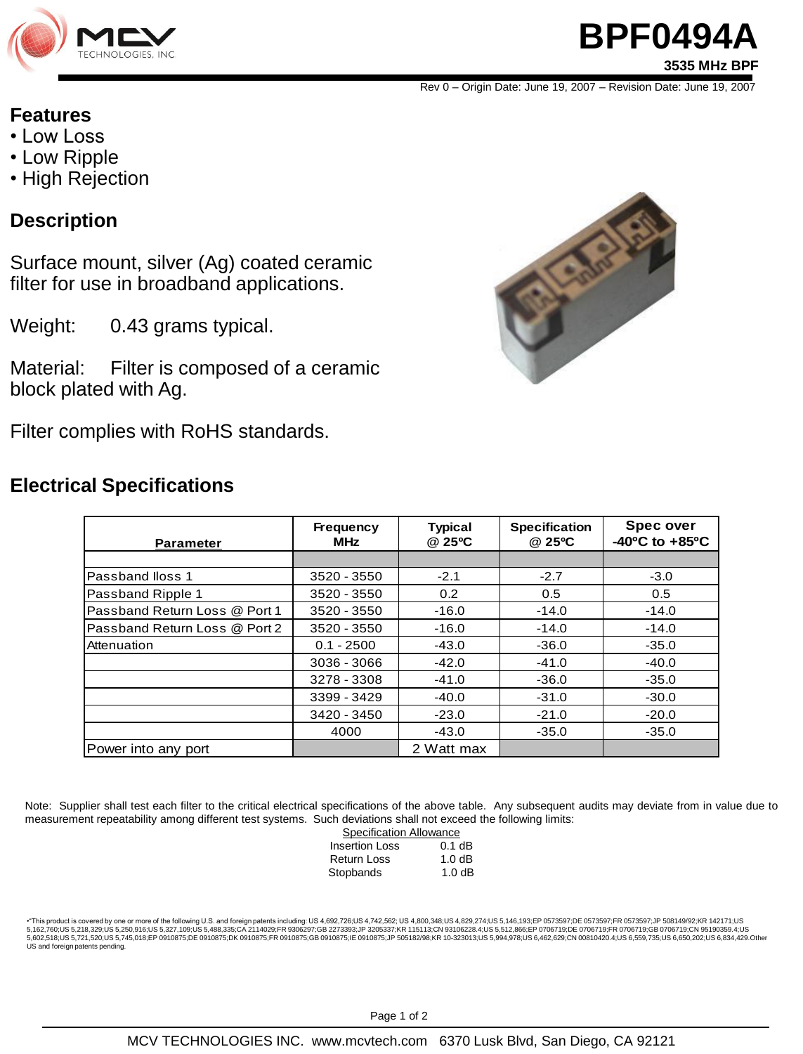# BPF0494A

**3535 MHz BPF**

Rev 0 – Origin Date: June 19, 2007 – Revision Date: June 19, 2007

## Features

- Low Loss
- Low Ripple
- High Rejection

## Description

Surface mount, silver (Ag) coated ceramic filter for use in broadband applications.

Weight: 0.43 grams typical.

Material: Filter is composed of a ceramic block plated with Ag.

Filter complies with RoHS standards.

## Electrical Specifications

| Parameter | Frequency MHz | Typical @ 25ºC | Specification @ 25ºC | Spec over -40ºC to +85ºC |
|---|---|---|---|---|
| | | | | |
| Passband lloss 1 | 3520 - 3550 | -2.1 | -2.7 | -3.0 |
| Passband Ripple 1 | 3520 - 3550 | 0.2 | 0.5 | 0.5 |
| Passband Return Loss @ Port 1 | 3520 - 3550 | -16.0 | -14.0 | -14.0 |
| Passband Return Loss @ Port 2 | 3520 - 3550 | -16.0 | -14.0 | -14.0 |
| Attenuation | 0.1 - 2500 | -43.0 | -36.0 | -35.0 |
| | 3036 - 3066 | -42.0 | -41.0 | -40.0 |
| | 3278 - 3308 | -41.0 | -36.0 | -35.0 |
| | 3399 - 3429 | -40.0 | -31.0 | -30.0 |
| | 3420 - 3450 | -23.0 | -21.0 | -20.0 |
| | 4000 | -43.0 | -35.0 | -35.0 |
| Power into any port | | 2 Watt max | | |

Note: Supplier shall test each filter to the critical electrical specifications of the above table. Any subsequent audits may deviate from in value due to measurement repeatability among different test systems. Such deviations shall not exceed the following limits:

Specification Allowance

| | |
|---|---|
| Insertion Loss | 0.1 dB |
| Return Loss | 1.0 dB |
| Stopbands | 1.0 dB |

•"This product is covered by one or more of the following U.S. and foreign patents including: US 4,692,726;US 4,742,562; US 4,800,348;US 4,829,274;US 5,146,193;EP 0573597;DE 0573597;FR 0573597;JP 508149/92;KR 142171;US 5,162,760;US 5,218,329;US 5,250,916;US 5,327,109;US 5,488,335;CA 2114029;FR 9306297;GB 2273393;JP 3205337;KR 115113;CN 93106228.4;US 5,512,866;EP 0706719;DE 0706719;FR 0706719;GB 0706719;CN 95190359.4;US 5,602,518;US 5,721,520;US 5,745,018;EP 0910875;DE 0910875;DK 0910875;FR 0910875;GB 0910875;IE 0910875;JP 505182/98;KR 10-323013;US 5,994,978;US 6,462,629;CN 00810420.4;US 6,559,735;US 6,650,202;US 6,834,429.Other US and foreign patents pending.

MCV TECHNOLOGIES INC. www.mcvtech.com 6370 Lusk Blvd, San Diego, CA 92121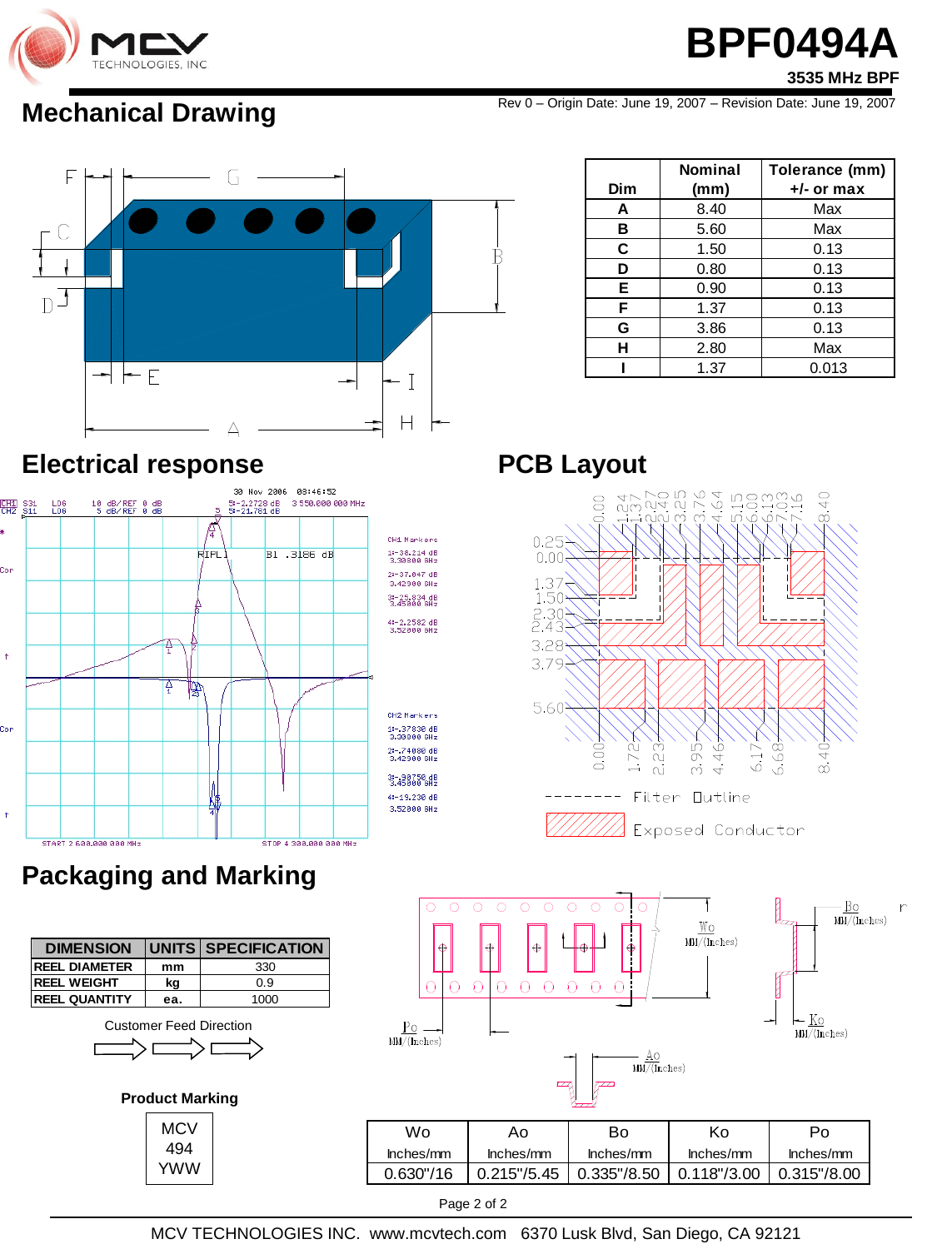# BPF0494A

**3535 MHz BPF**

Rev 0 – Origin Date: June 19, 2007 – Revision Date: June 19, 2007

## Mechanical Drawing

F G C B D E I A H

| Dim | Nominal (mm) | Tolerance (mm) +/- or max |
|---|---|---|
| A | 8.40 | Max |
| B | 5.60 | Max |
| C | 1.50 | 0.13 |
| D | 0.80 | 0.13 |
| E | 0.90 | 0.13 |
| F | 1.37 | 0.13 |
| G | 3.86 | 0.13 |
| H | 2.80 | Max |
| I | 1.37 | 0.013 |

## Electrical response

30 Nov 2006 08:46:52

CH1 S21 LOG 10 dB/REF 0 dB 5:-2.2728 dB 3 550.000 000 MHz

CH2 S11 LOG 5 dB/REF 0 dB 5:-21.781 dB

RIPL1 B1 .3186 dB

CH1 Markers

1:-36.214 dB 3.30000 GHz

2:-37.047 dB 3.42900 GHz

3:-25.834 dB 3.45000 GHz

4:-2.2582 dB 3.52000 GHz

CH2 Markers

1:-.37830 dB 3.30000 GHz

2:-.74080 dB 3.42900 GHz

3:-.98750 dB 3.45000 GHz

4:-19.230 dB 3.52000 GHz

START 2 600.000 000 MHz STOP 4 300.000 000 MHz

## PCB Layout

0.00 1.24 1.37 2.27 2.40 3.25 3.76 4.64 5.15 6.00 6.13 7.03 7.16 8.40

0.25 0.00 1.37 1.50 2.30 2.43 3.28 3.79 5.60

0.00 1.72 2.23 3.95 4.46 6.17 6.68 8.40

-------- Filter Outline

Exposed Conductor

## Packaging and Marking

| DIMENSION | UNITS | SPECIFICATION |
|---|---|---|
| REEL DIAMETER | mm | 330 |
| REEL WEIGHT | kg | 0.9 |
| REEL QUANTITY | ea. | 1000 |

Customer Feed Direction

Wo MM/(Inches) Bo MM/(Inches) Ko MM/(Inches) Po MM/(Inches) Ao MM/(Inches)

**Product Marking**

MCV
494
YWW

| Wo | Ao | Bo | Ko | Po |
|---|---|---|---|---|
| Inches/mm | Inches/mm | Inches/mm | Inches/mm | Inches/mm |
| 0.630"/16 | 0.215"/5.45 | 0.335"/8.50 | 0.118"/3.00 | 0.315"/8.00 |

MCV TECHNOLOGIES INC. www.mcvtech.com 6370 Lusk Blvd, San Diego, CA 92121